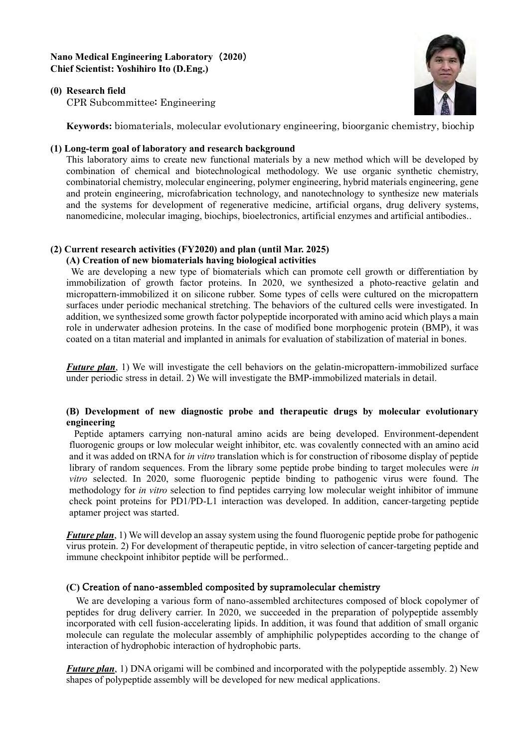**Nano Medical Engineering Laboratory（2020）**
**Chief Scientist: Yoshihiro Ito (D.Eng.)**

**(0) Research field**

CPR Subcommittee: Engineering

**Keywords:** biomaterials, molecular evolutionary engineering, bioorganic chemistry, biochip

**(1) Long-term goal of laboratory and research background**

This laboratory aims to create new functional materials by a new method which will be developed by combination of chemical and biotechnological methodology. We use organic synthetic chemistry, combinatorial chemistry, molecular engineering, polymer engineering, hybrid materials engineering, gene and protein engineering, microfabrication technology, and nanotechnology to synthesize new materials and the systems for development of regenerative medicine, artificial organs, drug delivery systems, nanomedicine, molecular imaging, biochips, bioelectronics, artificial enzymes and artificial antibodies..

**(2) Current research activities (FY2020) and plan (until Mar. 2025)**

**(A) Creation of new biomaterials having biological activities**

We are developing a new type of biomaterials which can promote cell growth or differentiation by immobilization of growth factor proteins. In 2020, we synthesized a photo-reactive gelatin and micropattern-immobilized it on silicone rubber. Some types of cells were cultured on the micropattern surfaces under periodic mechanical stretching. The behaviors of the cultured cells were investigated. In addition, we synthesized some growth factor polypeptide incorporated with amino acid which plays a main role in underwater adhesion proteins. In the case of modified bone morphogenic protein (BMP), it was coated on a titan material and implanted in animals for evaluation of stabilization of material in bones.

***Future plan***, 1) We will investigate the cell behaviors on the gelatin-micropattern-immobilized surface under periodic stress in detail. 2) We will investigate the BMP-immobilized materials in detail.

**(B) Development of new diagnostic probe and therapeutic drugs by molecular evolutionary engineering**

Peptide aptamers carrying non-natural amino acids are being developed. Environment-dependent fluorogenic groups or low molecular weight inhibitor, etc. was covalently connected with an amino acid and it was added on tRNA for *in vitro* translation which is for construction of ribosome display of peptide library of random sequences. From the library some peptide probe binding to target molecules were *in vitro* selected. In 2020, some fluorogenic peptide binding to pathogenic virus were found. The methodology for *in vitro* selection to find peptides carrying low molecular weight inhibitor of immune check point proteins for PD1/PD-L1 interaction was developed. In addition, cancer-targeting peptide aptamer project was started.

***Future plan***, 1) We will develop an assay system using the found fluorogenic peptide probe for pathogenic virus protein. 2) For development of therapeutic peptide, in vitro selection of cancer-targeting peptide and immune checkpoint inhibitor peptide will be performed..

**(C) Creation of nano-assembled composited by supramolecular chemistry**

We are developing a various form of nano-assembled architectures composed of block copolymer of peptides for drug delivery carrier. In 2020, we succeeded in the preparation of polypeptide assembly incorporated with cell fusion-accelerating lipids. In addition, it was found that addition of small organic molecule can regulate the molecular assembly of amphiphilic polypeptides according to the change of interaction of hydrophobic interaction of hydrophobic parts.

***Future plan***, 1) DNA origami will be combined and incorporated with the polypeptide assembly. 2) New shapes of polypeptide assembly will be developed for new medical applications.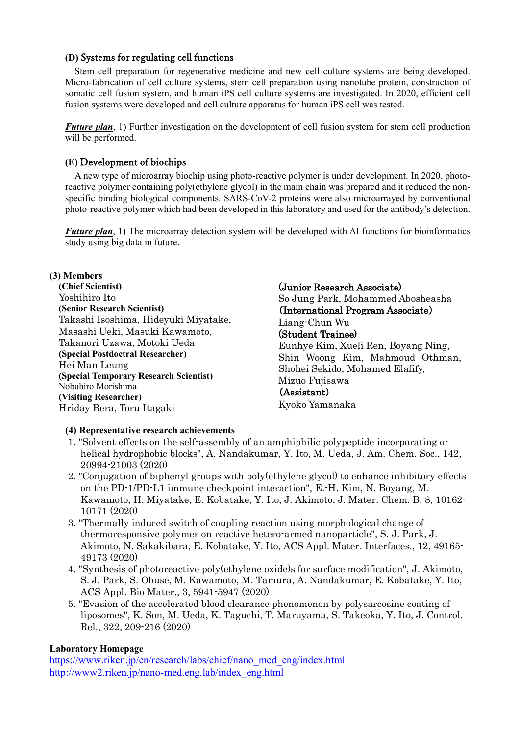### (D) Systems for regulating cell functions

Stem cell preparation for regenerative medicine and new cell culture systems are being developed. Micro-fabrication of cell culture systems, stem cell preparation using nanotube protein, construction of somatic cell fusion system, and human iPS cell culture systems are investigated. In 2020, efficient cell fusion systems were developed and cell culture apparatus for human iPS cell was tested.

***Future plan***, 1) Further investigation on the development of cell fusion system for stem cell production will be performed.

### (E) Development of biochips

A new type of microarray biochip using photo-reactive polymer is under development. In 2020, photo-reactive polymer containing poly(ethylene glycol) in the main chain was prepared and it reduced the non-specific binding biological components. SARS-CoV-2 proteins were also microarrayed by conventional photo-reactive polymer which had been developed in this laboratory and used for the antibody's detection.

***Future plan***, 1) The microarray detection system will be developed with AI functions for bioinformatics study using big data in future.

## (3) Members

**(Chief Scientist)**
Yoshihiro Ito

**(Senior Research Scientist)**
Takashi Isoshima, Hideyuki Miyatake, Masashi Ueki, Masuki Kawamoto, Takanori Uzawa, Motoki Ueda

**(Special Postdoctral Researcher)**
Hei Man Leung

**(Special Temporary Research Scientist)**
Nobuhiro Morishima

**(Visiting Researcher)**
Hriday Bera, Toru Itagaki

**(Junior Research Associate)**
So Jung Park, Mohammed Abosheasha

**(International Program Associate)**
Liang-Chun Wu

**(Student Trainee)**
Eunhye Kim, Xueli Ren, Boyang Ning, Shin Woong Kim, Mahmoud Othman, Shohei Sekido, Mohamed Elafify, Mizuo Fujisawa

**(Assistant)**
Kyoko Yamanaka

### (4) Representative research achievements

1. "Solvent effects on the self-assembly of an amphiphilic polypeptide incorporating α-helical hydrophobic blocks", A. Nandakumar, Y. Ito, M. Ueda, J. Am. Chem. Soc., 142, 20994-21003 (2020)
2. "Conjugation of biphenyl groups with poly(ethylene glycol) to enhance inhibitory effects on the PD-1/PD-L1 immune checkpoint interaction", E.-H. Kim, N. Boyang, M. Kawamoto, H. Miyatake, E. Kobatake, Y. Ito, J. Akimoto, J. Mater. Chem. B, 8, 10162-10171 (2020)
3. "Thermally induced switch of coupling reaction using morphological change of thermoresponsive polymer on reactive hetero-armed nanoparticle", S. J. Park, J. Akimoto, N. Sakakibara, E. Kobatake, Y. Ito, ACS Appl. Mater. Interfaces., 12, 49165-49173 (2020)
4. "Synthesis of photoreactive poly(ethylene oxide)s for surface modification", J. Akimoto, S. J. Park, S. Obuse, M. Kawamoto, M. Tamura, A. Nandakumar, E. Kobatake, Y. Ito, ACS Appl. Bio Mater., 3, 5941-5947 (2020)
5. "Evasion of the accelerated blood clearance phenomenon by polysarcosine coating of liposomes", K. Son, M. Ueda, K. Taguchi, T. Maruyama, S. Takeoka, Y. Ito, J. Control. Rel., 322, 209-216 (2020)

**Laboratory Homepage**

https://www.riken.jp/en/research/labs/chief/nano_med_eng/index.html
http://www2.riken.jp/nano-med.eng.lab/index_eng.html